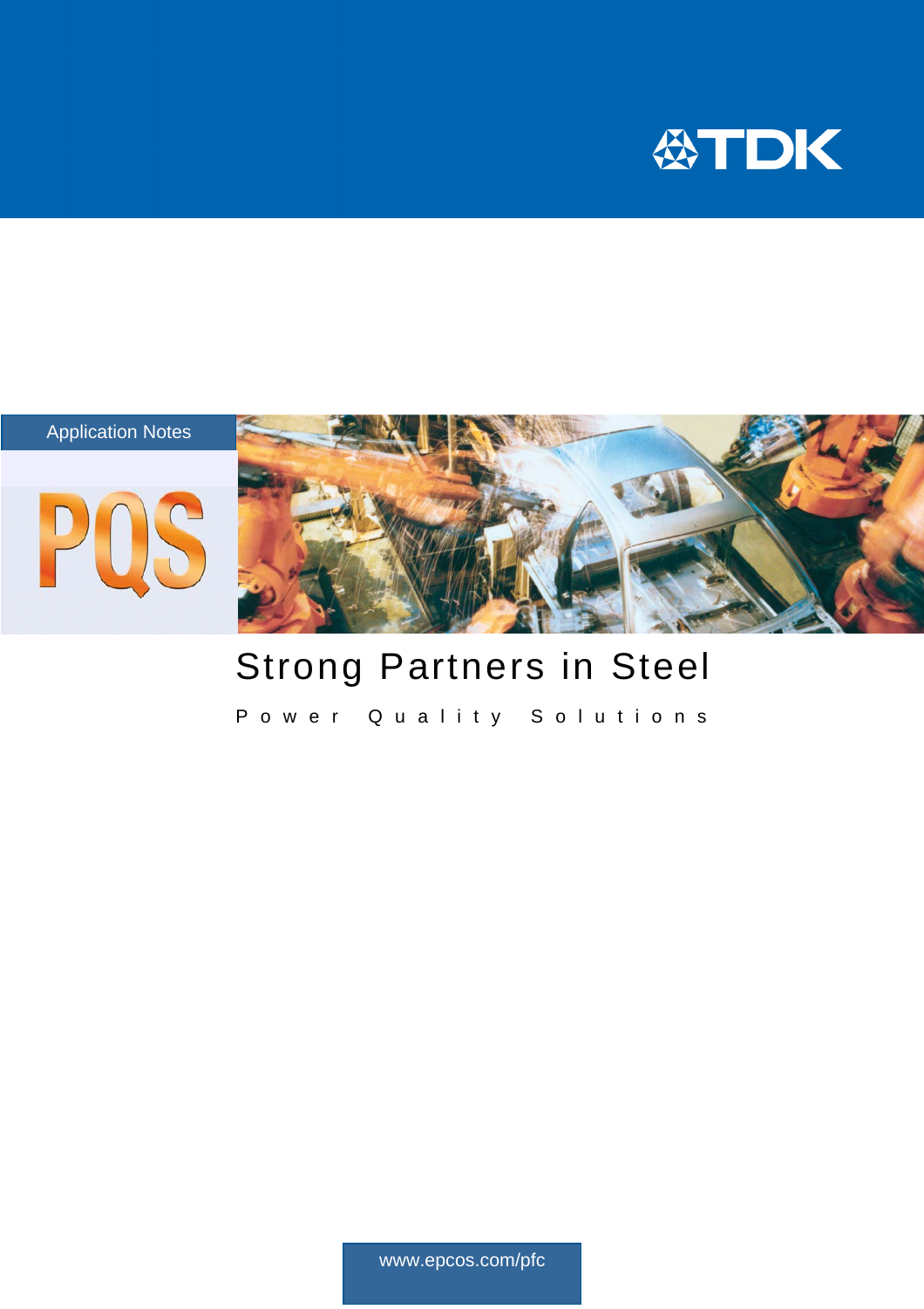TDK

Application Notes

PQS

# Strong Partners in Steel

## Power Quality Solutions

www.epcos.com/pfc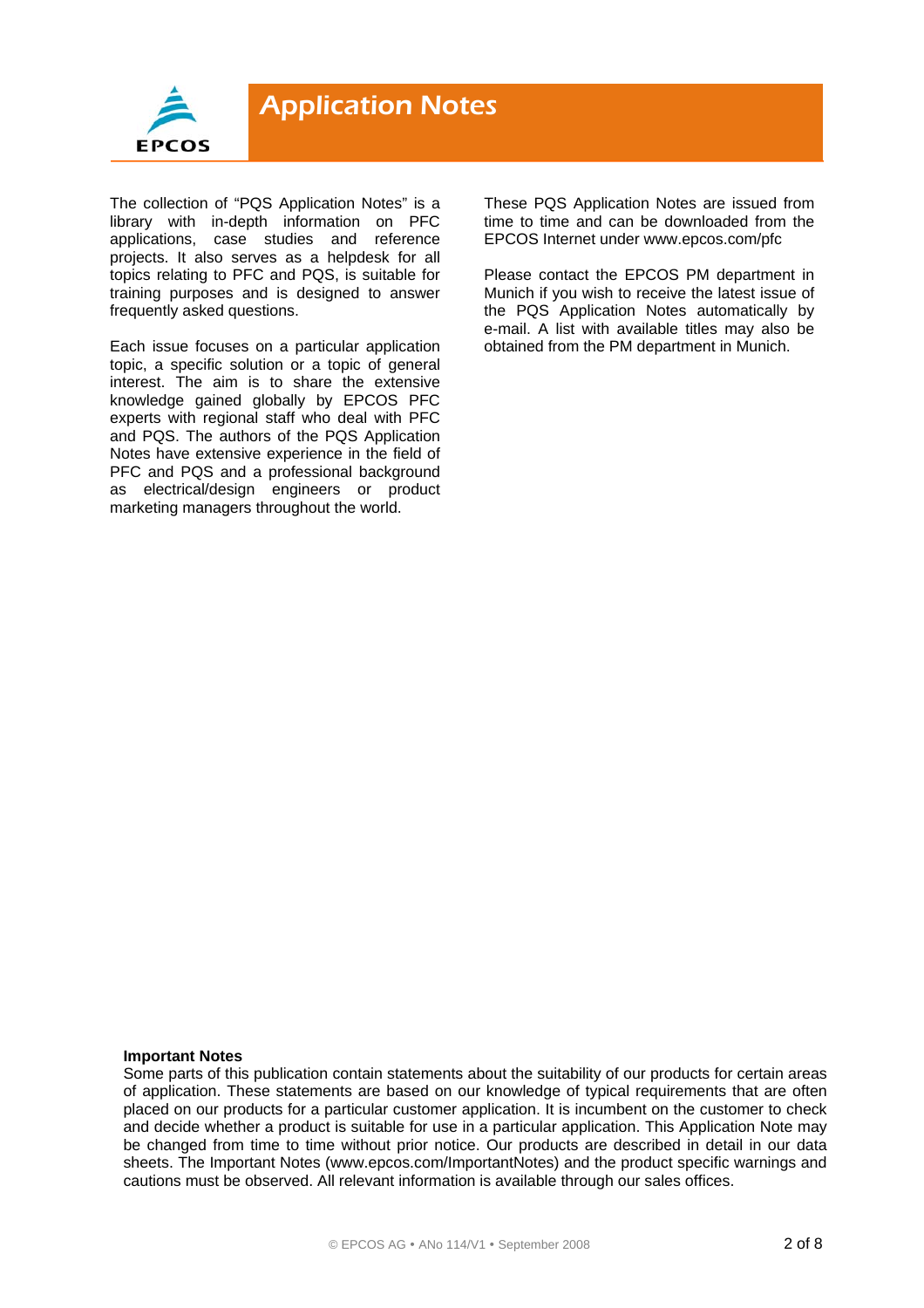# Application Notes

The collection of "PQS Application Notes" is a library with in-depth information on PFC applications, case studies and reference projects. It also serves as a helpdesk for all topics relating to PFC and PQS, is suitable for training purposes and is designed to answer frequently asked questions.

Each issue focuses on a particular application topic, a specific solution or a topic of general interest. The aim is to share the extensive knowledge gained globally by EPCOS PFC experts with regional staff who deal with PFC and PQS. The authors of the PQS Application Notes have extensive experience in the field of PFC and PQS and a professional background as electrical/design engineers or product marketing managers throughout the world.

These PQS Application Notes are issued from time to time and can be downloaded from the EPCOS Internet under www.epcos.com/pfc

Please contact the EPCOS PM department in Munich if you wish to receive the latest issue of the PQS Application Notes automatically by e-mail. A list with available titles may also be obtained from the PM department in Munich.

**Important Notes**

Some parts of this publication contain statements about the suitability of our products for certain areas of application. These statements are based on our knowledge of typical requirements that are often placed on our products for a particular customer application. It is incumbent on the customer to check and decide whether a product is suitable for use in a particular application. This Application Note may be changed from time to time without prior notice. Our products are described in detail in our data sheets. The Important Notes (www.epcos.com/ImportantNotes) and the product specific warnings and cautions must be observed. All relevant information is available through our sales offices.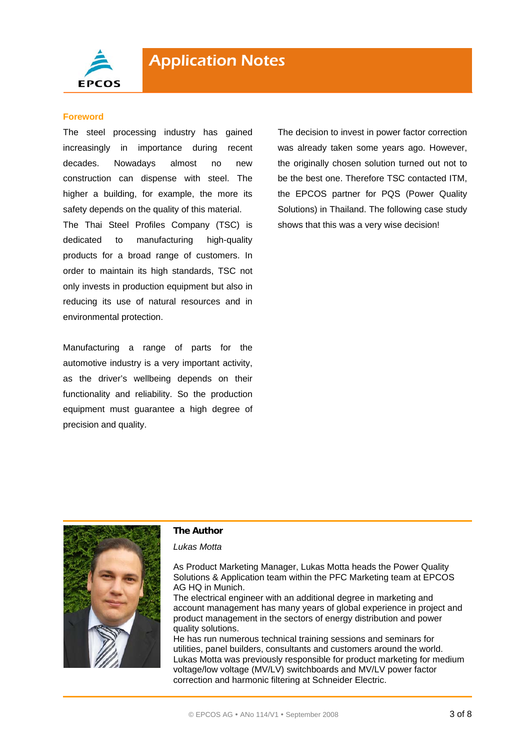## Foreword

The steel processing industry has gained increasingly in importance during recent decades. Nowadays almost no new construction can dispense with steel. The higher a building, for example, the more its safety depends on the quality of this material.
The Thai Steel Profiles Company (TSC) is dedicated to manufacturing high-quality products for a broad range of customers. In order to maintain its high standards, TSC not only invests in production equipment but also in reducing its use of natural resources and in environmental protection.

Manufacturing a range of parts for the automotive industry is a very important activity, as the driver's wellbeing depends on their functionality and reliability. So the production equipment must guarantee a high degree of precision and quality.

The decision to invest in power factor correction was already taken some years ago. However, the originally chosen solution turned out not to be the best one. Therefore TSC contacted ITM, the EPCOS partner for PQS (Power Quality Solutions) in Thailand. The following case study shows that this was a very wise decision!

### The Author

*Lukas Motta*

As Product Marketing Manager, Lukas Motta heads the Power Quality Solutions & Application team within the PFC Marketing team at EPCOS AG HQ in Munich.
The electrical engineer with an additional degree in marketing and account management has many years of global experience in project and product management in the sectors of energy distribution and power quality solutions.
He has run numerous technical training sessions and seminars for utilities, panel builders, consultants and customers around the world.
Lukas Motta was previously responsible for product marketing for medium voltage/low voltage (MV/LV) switchboards and MV/LV power factor correction and harmonic filtering at Schneider Electric.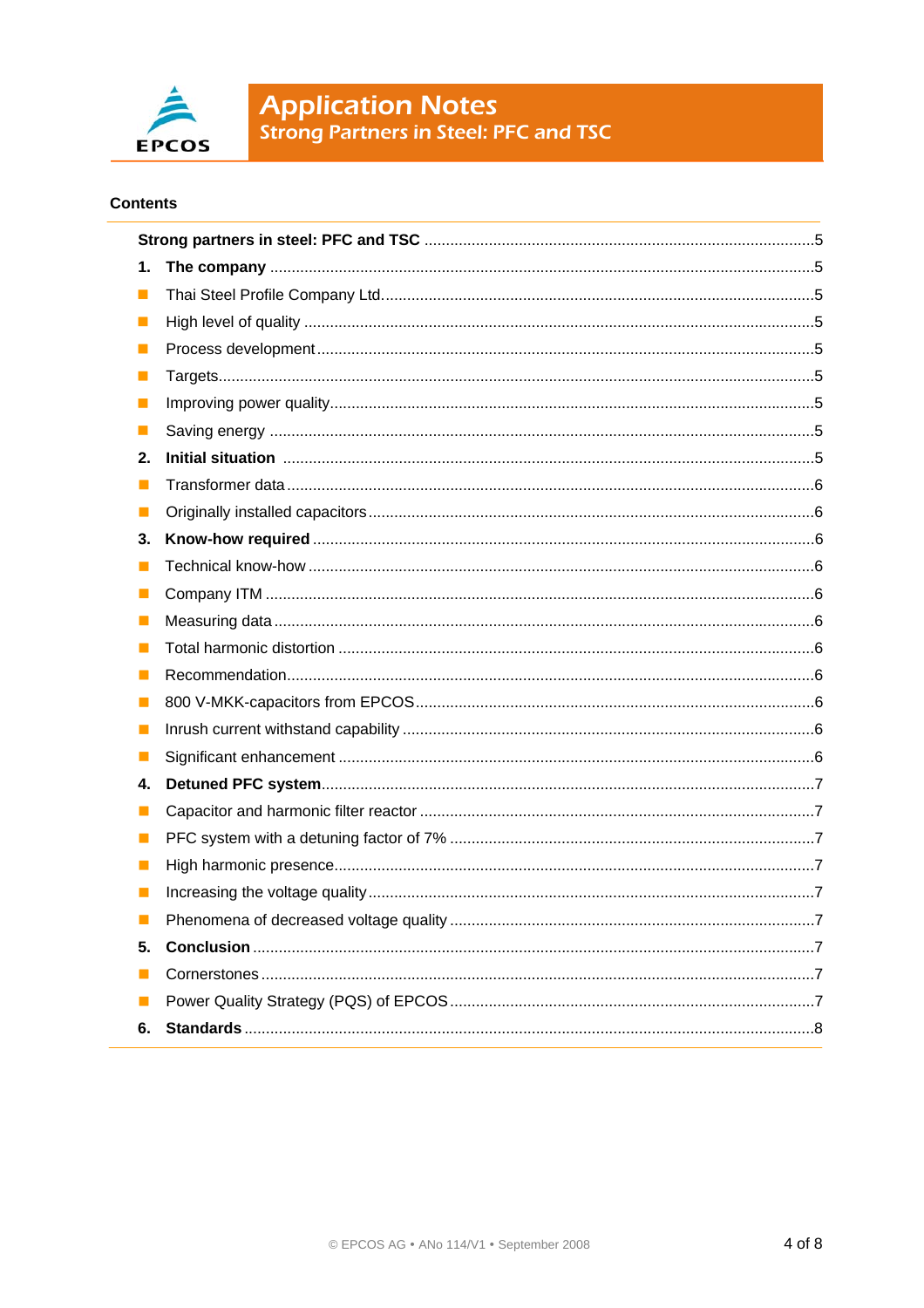## Contents

| | | |
|---|---|---|
| **Strong partners in steel: PFC and TSC** | | 5 |
| **1.** | **The company** | 5 |
| ■ | Thai Steel Profile Company Ltd. | 5 |
| ■ | High level of quality | 5 |
| ■ | Process development | 5 |
| ■ | Targets | 5 |
| ■ | Improving power quality | 5 |
| ■ | Saving energy | 5 |
| **2.** | **Initial situation** | 5 |
| ■ | Transformer data | 6 |
| ■ | Originally installed capacitors | 6 |
| **3.** | **Know-how required** | 6 |
| ■ | Technical know-how | 6 |
| ■ | Company ITM | 6 |
| ■ | Measuring data | 6 |
| ■ | Total harmonic distortion | 6 |
| ■ | Recommendation | 6 |
| ■ | 800 V-MKK-capacitors from EPCOS | 6 |
| ■ | Inrush current withstand capability | 6 |
| ■ | Significant enhancement | 6 |
| **4.** | **Detuned PFC system** | 7 |
| ■ | Capacitor and harmonic filter reactor | 7 |
| ■ | PFC system with a detuning factor of 7% | 7 |
| ■ | High harmonic presence | 7 |
| ■ | Increasing the voltage quality | 7 |
| ■ | Phenomena of decreased voltage quality | 7 |
| **5.** | **Conclusion** | 7 |
| ■ | Cornerstones | 7 |
| ■ | Power Quality Strategy (PQS) of EPCOS | 7 |
| **6.** | **Standards** | 8 |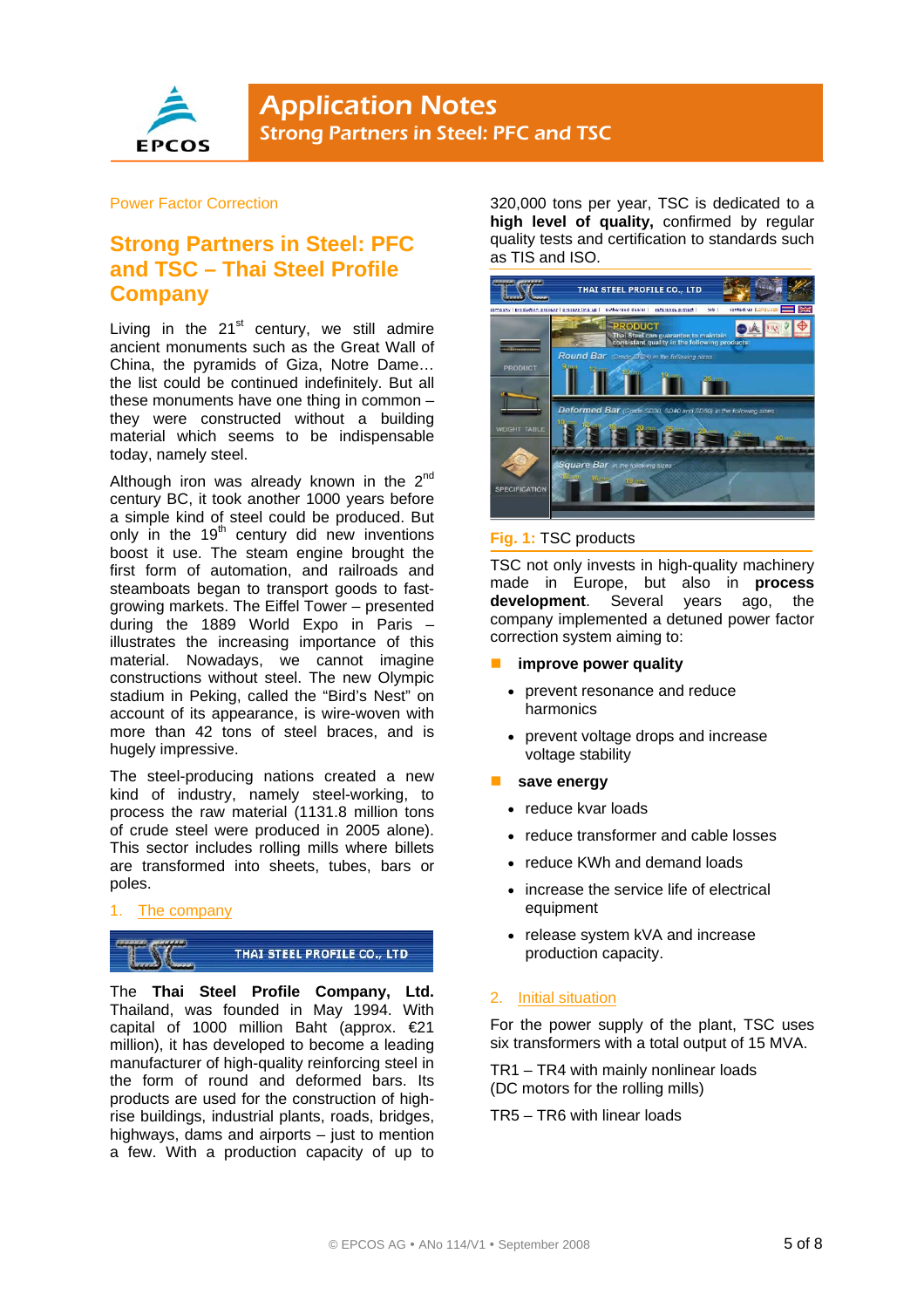Power Factor Correction

# Strong Partners in Steel: PFC and TSC – Thai Steel Profile Company

Living in the 21st century, we still admire ancient monuments such as the Great Wall of China, the pyramids of Giza, Notre Dame… the list could be continued indefinitely. But all these monuments have one thing in common – they were constructed without a building material which seems to be indispensable today, namely steel.

Although iron was already known in the 2nd century BC, it took another 1000 years before a simple kind of steel could be produced. But only in the 19th century did new inventions boost it use. The steam engine brought the first form of automation, and railroads and steamboats began to transport goods to fast-growing markets. The Eiffel Tower – presented during the 1889 World Expo in Paris – illustrates the increasing importance of this material. Nowadays, we cannot imagine constructions without steel. The new Olympic stadium in Peking, called the "Bird's Nest" on account of its appearance, is wire-woven with more than 42 tons of steel braces, and is hugely impressive.

The steel-producing nations created a new kind of industry, namely steel-working, to process the raw material (1131.8 million tons of crude steel were produced in 2005 alone). This sector includes rolling mills where billets are transformed into sheets, tubes, bars or poles.

## 1. The company

The **Thai Steel Profile Company, Ltd.** Thailand, was founded in May 1994. With capital of 1000 million Baht (approx. €21 million), it has developed to become a leading manufacturer of high-quality reinforcing steel in the form of round and deformed bars. Its products are used for the construction of high-rise buildings, industrial plants, roads, bridges, highways, dams and airports – just to mention a few. With a production capacity of up to 320,000 tons per year, TSC is dedicated to a **high level of quality,** confirmed by regular quality tests and certification to standards such as TIS and ISO.

**Fig. 1:** TSC products

TSC not only invests in high-quality machinery made in Europe, but also in **process development**. Several years ago, the company implemented a detuned power factor correction system aiming to:

- **improve power quality**
  - prevent resonance and reduce harmonics
  - prevent voltage drops and increase voltage stability
- **save energy**
  - reduce kvar loads
  - reduce transformer and cable losses
  - reduce KWh and demand loads
  - increase the service life of electrical equipment
  - release system kVA and increase production capacity.

## 2. Initial situation

For the power supply of the plant, TSC uses six transformers with a total output of 15 MVA.

TR1 – TR4 with mainly nonlinear loads (DC motors for the rolling mills)

TR5 – TR6 with linear loads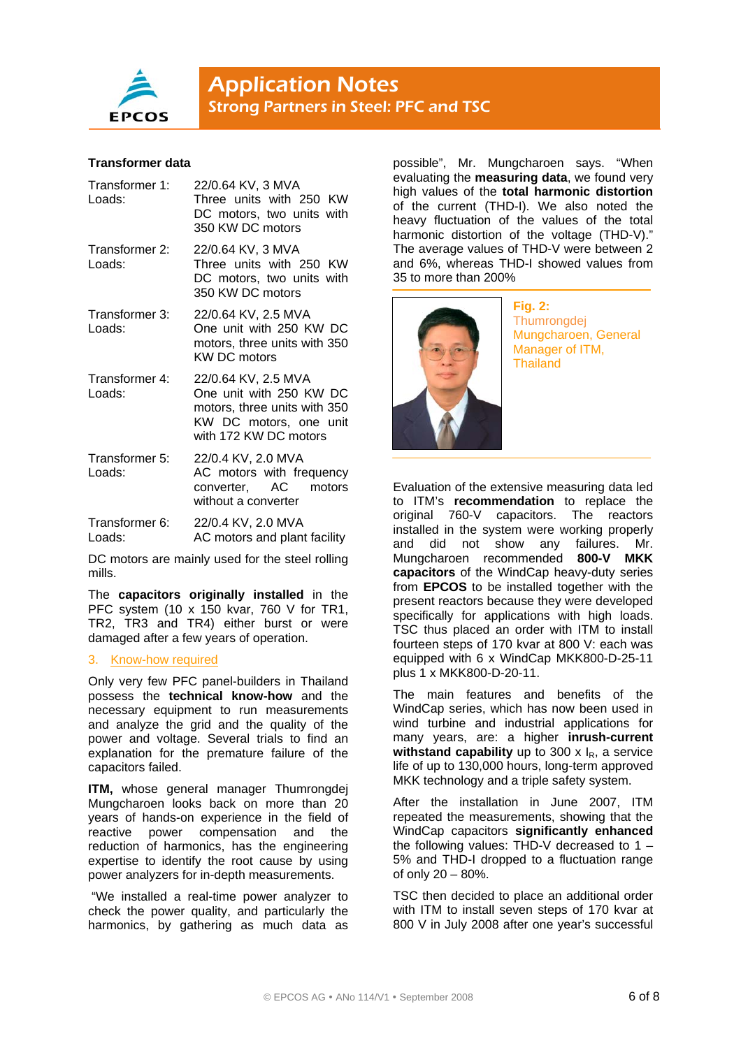**Transformer data**

| | |
|---|---|
| Transformer 1: Loads: | 22/0.64 KV, 3 MVA Three units with 250 KW DC motors, two units with 350 KW DC motors |
| Transformer 2: Loads: | 22/0.64 KV, 3 MVA Three units with 250 KW DC motors, two units with 350 KW DC motors |
| Transformer 3: Loads: | 22/0.64 KV, 2.5 MVA One unit with 250 KW DC motors, three units with 350 KW DC motors |
| Transformer 4: Loads: | 22/0.64 KV, 2.5 MVA One unit with 250 KW DC motors, three units with 350 KW DC motors, one unit with 172 KW DC motors |
| Transformer 5: Loads: | 22/0.4 KV, 2.0 MVA AC motors with frequency converter, AC motors without a converter |
| Transformer 6: Loads: | 22/0.4 KV, 2.0 MVA AC motors and plant facility |

DC motors are mainly used for the steel rolling mills.

The **capacitors originally installed** in the PFC system (10 x 150 kvar, 760 V for TR1, TR2, TR3 and TR4) either burst or were damaged after a few years of operation.

## 3. Know-how required

Only very few PFC panel-builders in Thailand possess the **technical know-how** and the necessary equipment to run measurements and analyze the grid and the quality of the power and voltage. Several trials to find an explanation for the premature failure of the capacitors failed.

**ITM,** whose general manager Thumrongdej Mungcharoen looks back on more than 20 years of hands-on experience in the field of reactive power compensation and the reduction of harmonics, has the engineering expertise to identify the root cause by using power analyzers for in-depth measurements.

"We installed a real-time power analyzer to check the power quality, and particularly the harmonics, by gathering as much data as possible", Mr. Mungcharoen says. "When evaluating the **measuring data**, we found very high values of the **total harmonic distortion** of the current (THD-I). We also noted the heavy fluctuation of the values of the total harmonic distortion of the voltage (THD-V)." The average values of THD-V were between 2 and 6%, whereas THD-I showed values from 35 to more than 200%

**Fig. 2:** Thumrongdej Mungcharoen, General Manager of ITM, Thailand

Evaluation of the extensive measuring data led to ITM's **recommendation** to replace the original 760-V capacitors. The reactors installed in the system were working properly and did not show any failures. Mr. Mungcharoen recommended **800-V MKK capacitors** of the WindCap heavy-duty series from **EPCOS** to be installed together with the present reactors because they were developed specifically for applications with high loads. TSC thus placed an order with ITM to install fourteen steps of 170 kvar at 800 V: each was equipped with 6 x WindCap MKK800-D-25-11 plus 1 x MKK800-D-20-11.

The main features and benefits of the WindCap series, which has now been used in wind turbine and industrial applications for many years, are: a higher **inrush-current withstand capability** up to 300 x $I_R$, a service life of up to 130,000 hours, long-term approved MKK technology and a triple safety system.

After the installation in June 2007, ITM repeated the measurements, showing that the WindCap capacitors **significantly enhanced** the following values: THD-V decreased to 1 – 5% and THD-I dropped to a fluctuation range of only 20 – 80%.

TSC then decided to place an additional order with ITM to install seven steps of 170 kvar at 800 V in July 2008 after one year's successful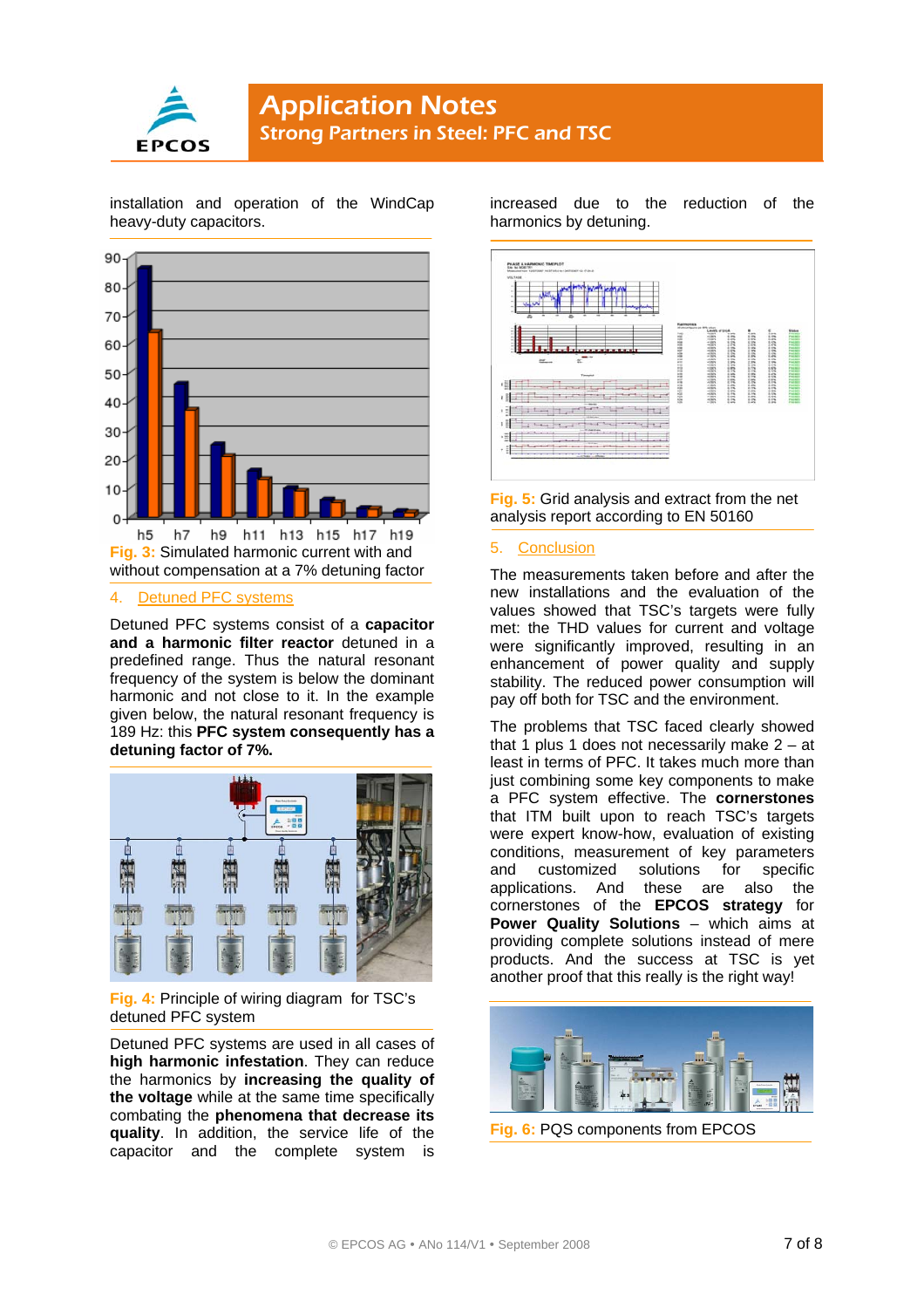installation and operation of the WindCap heavy-duty capacitors.

Fig. 3: Simulated harmonic current with and without compensation at a 7% detuning factor

## 4. Detuned PFC systems

Detuned PFC systems consist of a **capacitor and a harmonic filter reactor** detuned in a predefined range. Thus the natural resonant frequency of the system is below the dominant harmonic and not close to it. In the example given below, the natural resonant frequency is 189 Hz: this **PFC system consequently has a detuning factor of 7%.**

Fig. 4: Principle of wiring diagram for TSC's detuned PFC system

Detuned PFC systems are used in all cases of **high harmonic infestation**. They can reduce the harmonics by **increasing the quality of the voltage** while at the same time specifically combating the **phenomena that decrease its quality**. In addition, the service life of the capacitor and the complete system is increased due to the reduction of the harmonics by detuning.

Fig. 5: Grid analysis and extract from the net analysis report according to EN 50160

## 5. Conclusion

The measurements taken before and after the new installations and the evaluation of the values showed that TSC's targets were fully met: the THD values for current and voltage were significantly improved, resulting in an enhancement of power quality and supply stability. The reduced power consumption will pay off both for TSC and the environment.

The problems that TSC faced clearly showed that 1 plus 1 does not necessarily make 2 – at least in terms of PFC. It takes much more than just combining some key components to make a PFC system effective. The **cornerstones** that ITM built upon to reach TSC's targets were expert know-how, evaluation of existing conditions, measurement of key parameters and customized solutions for specific applications. And these are also the cornerstones of the **EPCOS strategy** for **Power Quality Solutions** – which aims at providing complete solutions instead of mere products. And the success at TSC is yet another proof that this really is the right way!

Fig. 6: PQS components from EPCOS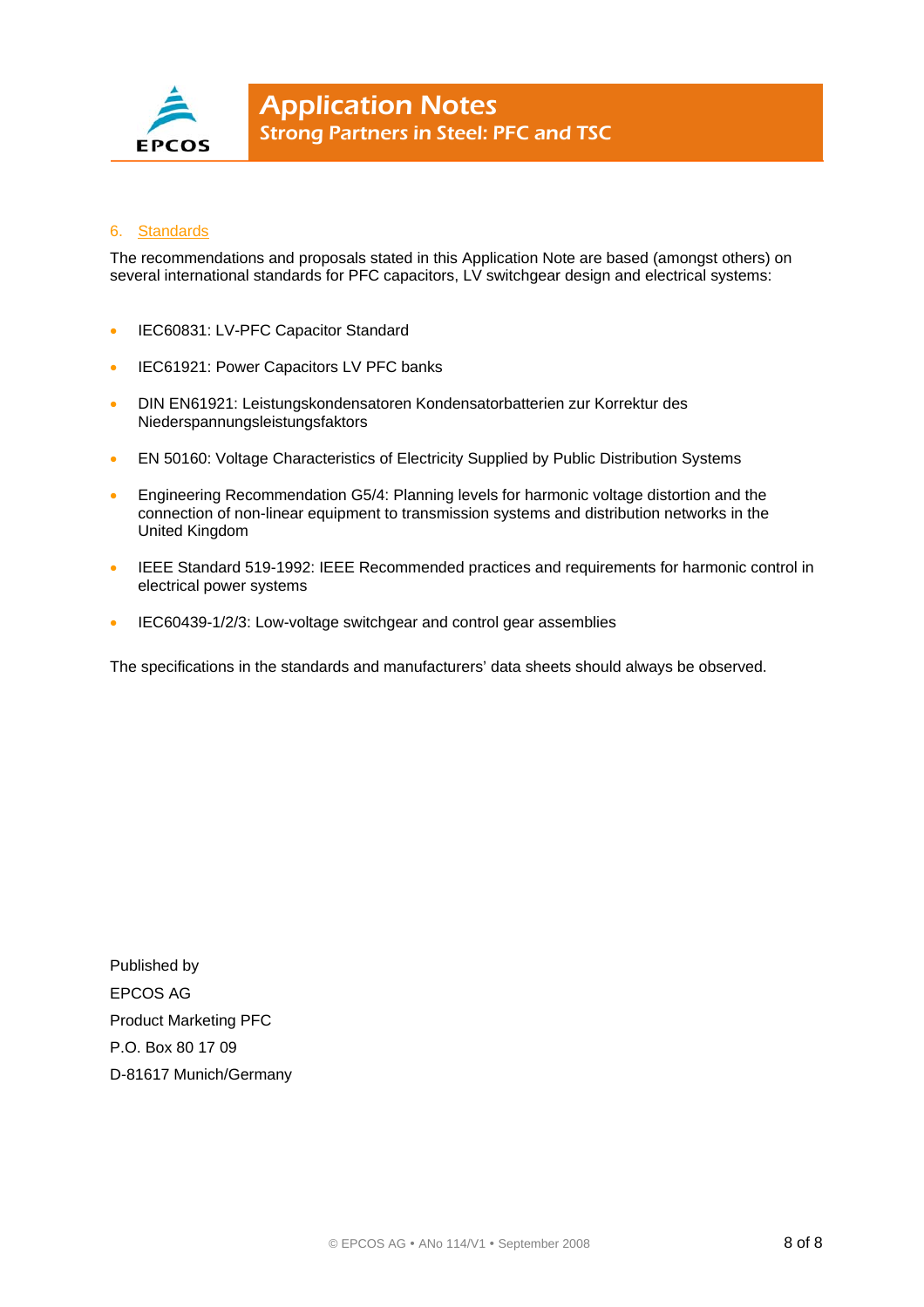## 6. Standards

The recommendations and proposals stated in this Application Note are based (amongst others) on several international standards for PFC capacitors, LV switchgear design and electrical systems:

- IEC60831: LV-PFC Capacitor Standard
- IEC61921: Power Capacitors LV PFC banks
- DIN EN61921: Leistungskondensatoren Kondensatorbatterien zur Korrektur des Niederspannungsleistungsfaktors
- EN 50160: Voltage Characteristics of Electricity Supplied by Public Distribution Systems
- Engineering Recommendation G5/4: Planning levels for harmonic voltage distortion and the connection of non-linear equipment to transmission systems and distribution networks in the United Kingdom
- IEEE Standard 519-1992: IEEE Recommended practices and requirements for harmonic control in electrical power systems
- IEC60439-1/2/3: Low-voltage switchgear and control gear assemblies

The specifications in the standards and manufacturers' data sheets should always be observed.

Published by

EPCOS AG

Product Marketing PFC

P.O. Box 80 17 09

D-81617 Munich/Germany